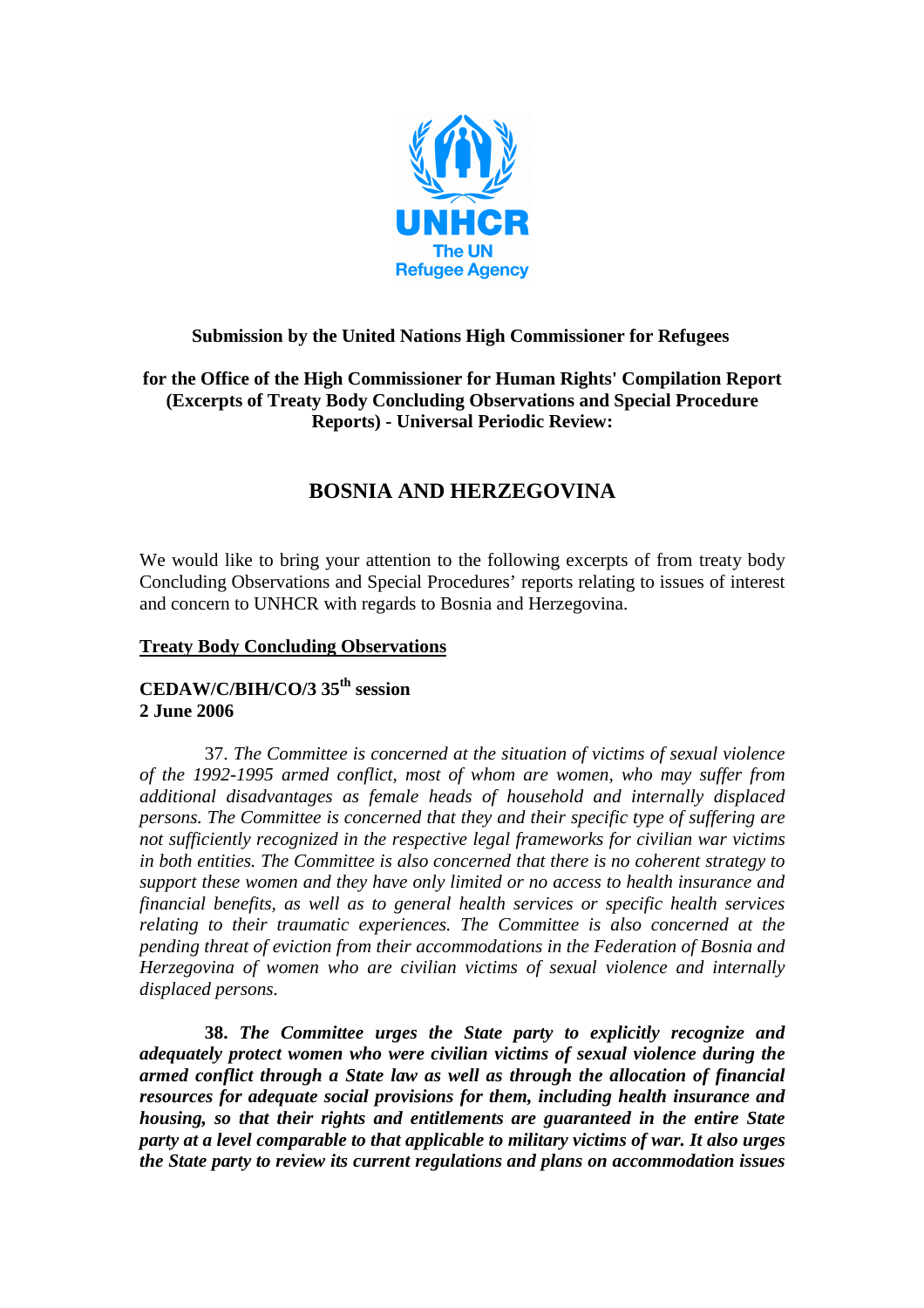**Submission by the United Nations High Commissioner for Refugees**

**for the Office of the High Commissioner for Human Rights' Compilation Report (Excerpts of Treaty Body Concluding Observations and Special Procedure Reports) - Universal Periodic Review:**

# BOSNIA AND HERZEGOVINA

We would like to bring your attention to the following excerpts of from treaty body Concluding Observations and Special Procedures' reports relating to issues of interest and concern to UNHCR with regards to Bosnia and Herzegovina.

## Treaty Body Concluding Observations

### CEDAW/C/BIH/CO/3 35th session
### 2 June 2006

37. *The Committee is concerned at the situation of victims of sexual violence of the 1992-1995 armed conflict, most of whom are women, who may suffer from additional disadvantages as female heads of household and internally displaced persons. The Committee is concerned that they and their specific type of suffering are not sufficiently recognized in the respective legal frameworks for civilian war victims in both entities. The Committee is also concerned that there is no coherent strategy to support these women and they have only limited or no access to health insurance and financial benefits, as well as to general health services or specific health services relating to their traumatic experiences. The Committee is also concerned at the pending threat of eviction from their accommodations in the Federation of Bosnia and Herzegovina of women who are civilian victims of sexual violence and internally displaced persons.*

**38.** ***The Committee urges the State party to explicitly recognize and adequately protect women who were civilian victims of sexual violence during the armed conflict through a State law as well as through the allocation of financial resources for adequate social provisions for them, including health insurance and housing, so that their rights and entitlements are guaranteed in the entire State party at a level comparable to that applicable to military victims of war. It also urges the State party to review its current regulations and plans on accommodation issues***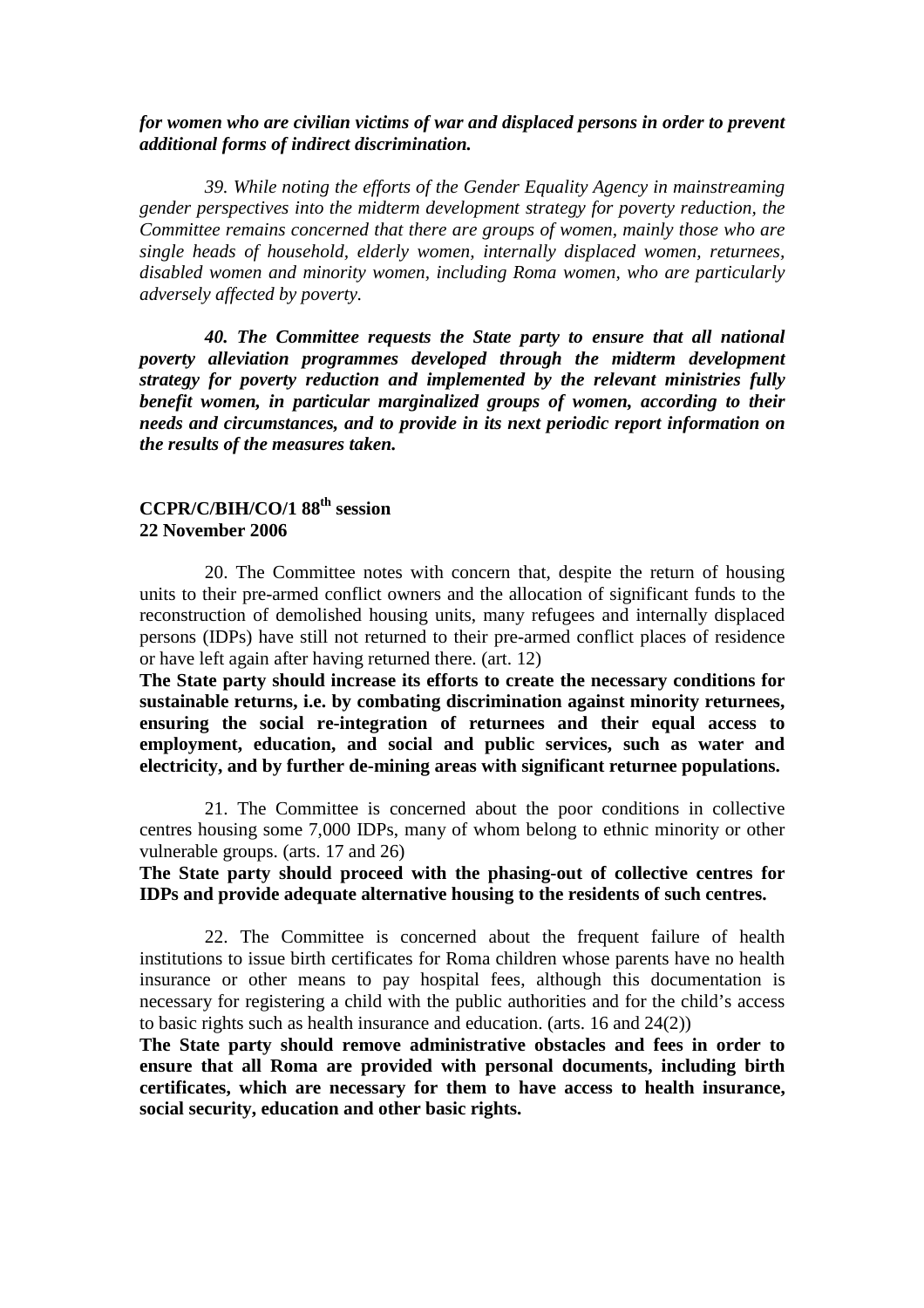***for women who are civilian victims of war and displaced persons in order to prevent additional forms of indirect discrimination.***

*39. While noting the efforts of the Gender Equality Agency in mainstreaming gender perspectives into the midterm development strategy for poverty reduction, the Committee remains concerned that there are groups of women, mainly those who are single heads of household, elderly women, internally displaced women, returnees, disabled women and minority women, including Roma women, who are particularly adversely affected by poverty.*

***40. The Committee requests the State party to ensure that all national poverty alleviation programmes developed through the midterm development strategy for poverty reduction and implemented by the relevant ministries fully benefit women, in particular marginalized groups of women, according to their needs and circumstances, and to provide in its next periodic report information on the results of the measures taken.***

**CCPR/C/BIH/CO/1 88th session**
**22 November 2006**

20. The Committee notes with concern that, despite the return of housing units to their pre-armed conflict owners and the allocation of significant funds to the reconstruction of demolished housing units, many refugees and internally displaced persons (IDPs) have still not returned to their pre-armed conflict places of residence or have left again after having returned there. (art. 12)

**The State party should increase its efforts to create the necessary conditions for sustainable returns, i.e. by combating discrimination against minority returnees, ensuring the social re-integration of returnees and their equal access to employment, education, and social and public services, such as water and electricity, and by further de-mining areas with significant returnee populations.**

21. The Committee is concerned about the poor conditions in collective centres housing some 7,000 IDPs, many of whom belong to ethnic minority or other vulnerable groups. (arts. 17 and 26)

**The State party should proceed with the phasing-out of collective centres for IDPs and provide adequate alternative housing to the residents of such centres.**

22. The Committee is concerned about the frequent failure of health institutions to issue birth certificates for Roma children whose parents have no health insurance or other means to pay hospital fees, although this documentation is necessary for registering a child with the public authorities and for the child's access to basic rights such as health insurance and education. (arts. 16 and 24(2))

**The State party should remove administrative obstacles and fees in order to ensure that all Roma are provided with personal documents, including birth certificates, which are necessary for them to have access to health insurance, social security, education and other basic rights.**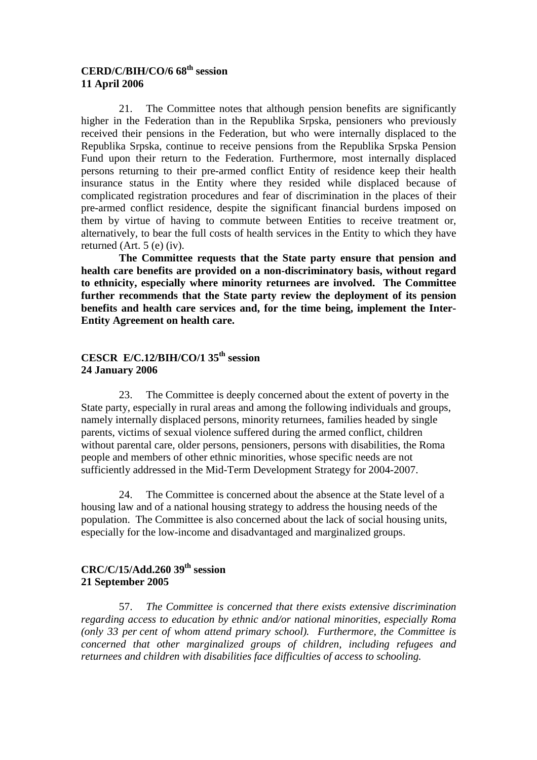**CERD/C/BIH/CO/6 68th session**
**11 April 2006**

21. The Committee notes that although pension benefits are significantly higher in the Federation than in the Republika Srpska, pensioners who previously received their pensions in the Federation, but who were internally displaced to the Republika Srpska, continue to receive pensions from the Republika Srpska Pension Fund upon their return to the Federation. Furthermore, most internally displaced persons returning to their pre-armed conflict Entity of residence keep their health insurance status in the Entity where they resided while displaced because of complicated registration procedures and fear of discrimination in the places of their pre-armed conflict residence, despite the significant financial burdens imposed on them by virtue of having to commute between Entities to receive treatment or, alternatively, to bear the full costs of health services in the Entity to which they have returned (Art. 5 (e) (iv).

**The Committee requests that the State party ensure that pension and health care benefits are provided on a non-discriminatory basis, without regard to ethnicity, especially where minority returnees are involved. The Committee further recommends that the State party review the deployment of its pension benefits and health care services and, for the time being, implement the Inter-Entity Agreement on health care.**

**CESCR E/C.12/BIH/CO/1 35th session**
**24 January 2006**

23. The Committee is deeply concerned about the extent of poverty in the State party, especially in rural areas and among the following individuals and groups, namely internally displaced persons, minority returnees, families headed by single parents, victims of sexual violence suffered during the armed conflict, children without parental care, older persons, pensioners, persons with disabilities, the Roma people and members of other ethnic minorities, whose specific needs are not sufficiently addressed in the Mid-Term Development Strategy for 2004-2007.

24. The Committee is concerned about the absence at the State level of a housing law and of a national housing strategy to address the housing needs of the population. The Committee is also concerned about the lack of social housing units, especially for the low-income and disadvantaged and marginalized groups.

**CRC/C/15/Add.260 39th session**
**21 September 2005**

57. *The Committee is concerned that there exists extensive discrimination regarding access to education by ethnic and/or national minorities, especially Roma (only 33 per cent of whom attend primary school). Furthermore, the Committee is concerned that other marginalized groups of children, including refugees and returnees and children with disabilities face difficulties of access to schooling.*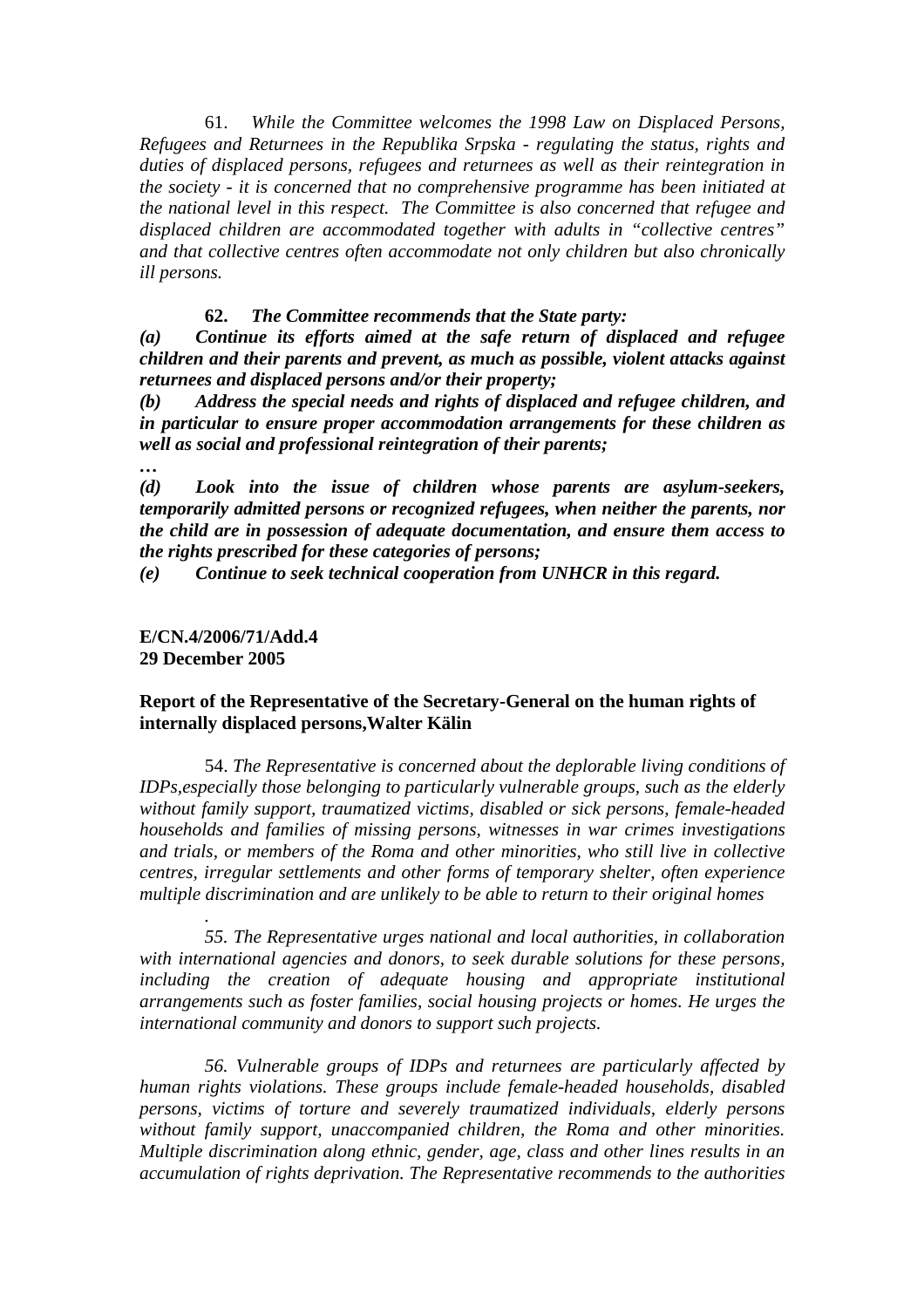61. *While the Committee welcomes the 1998 Law on Displaced Persons, Refugees and Returnees in the Republika Srpska - regulating the status, rights and duties of displaced persons, refugees and returnees as well as their reintegration in the society - it is concerned that no comprehensive programme has been initiated at the national level in this respect. The Committee is also concerned that refugee and displaced children are accommodated together with adults in "collective centres" and that collective centres often accommodate not only children but also chronically ill persons.*

**62. *The Committee recommends that the State party:***

***(a) Continue its efforts aimed at the safe return of displaced and refugee children and their parents and prevent, as much as possible, violent attacks against returnees and displaced persons and/or their property;***

***(b) Address the special needs and rights of displaced and refugee children, and in particular to ensure proper accommodation arrangements for these children as well as social and professional reintegration of their parents;***

***…***

***(d) Look into the issue of children whose parents are asylum-seekers, temporarily admitted persons or recognized refugees, when neither the parents, nor the child are in possession of adequate documentation, and ensure them access to the rights prescribed for these categories of persons;***

***(e) Continue to seek technical cooperation from UNHCR in this regard.***

**E/CN.4/2006/71/Add.4**
**29 December 2005**

**Report of the Representative of the Secretary-General on the human rights of internally displaced persons,Walter Kälin**

54. *The Representative is concerned about the deplorable living conditions of IDPs,especially those belonging to particularly vulnerable groups, such as the elderly without family support, traumatized victims, disabled or sick persons, female-headed households and families of missing persons, witnesses in war crimes investigations and trials, or members of the Roma and other minorities, who still live in collective centres, irregular settlements and other forms of temporary shelter, often experience multiple discrimination and are unlikely to be able to return to their original homes*

.

*55. The Representative urges national and local authorities, in collaboration with international agencies and donors, to seek durable solutions for these persons, including the creation of adequate housing and appropriate institutional arrangements such as foster families, social housing projects or homes. He urges the international community and donors to support such projects.*

*56. Vulnerable groups of IDPs and returnees are particularly affected by human rights violations. These groups include female-headed households, disabled persons, victims of torture and severely traumatized individuals, elderly persons without family support, unaccompanied children, the Roma and other minorities. Multiple discrimination along ethnic, gender, age, class and other lines results in an accumulation of rights deprivation. The Representative recommends to the authorities*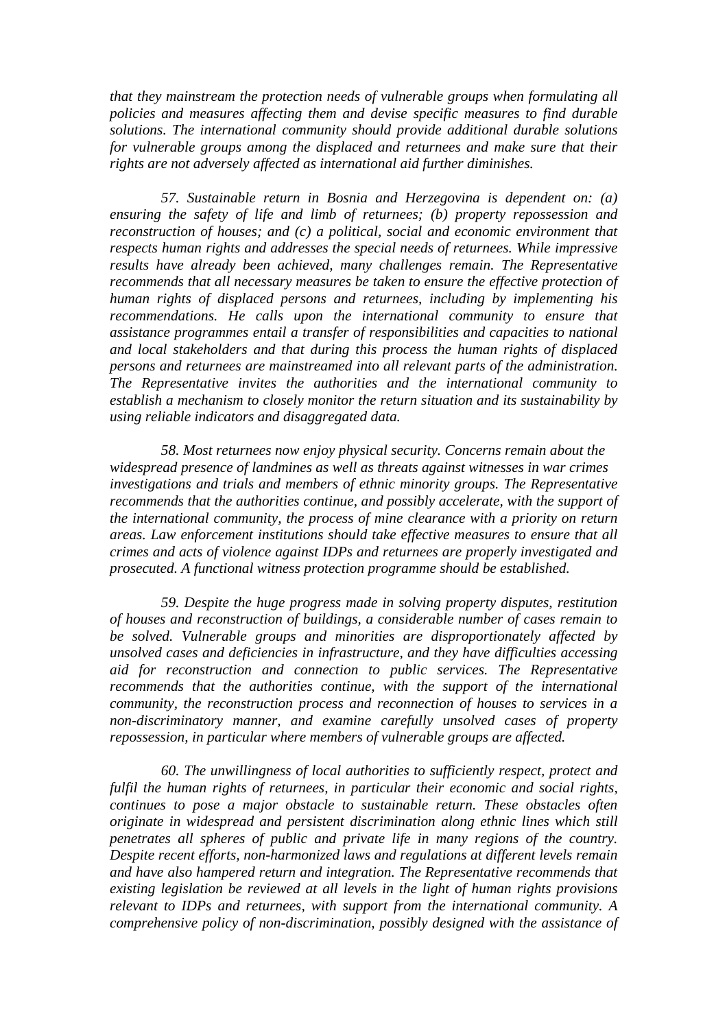*that they mainstream the protection needs of vulnerable groups when formulating all policies and measures affecting them and devise specific measures to find durable solutions. The international community should provide additional durable solutions for vulnerable groups among the displaced and returnees and make sure that their rights are not adversely affected as international aid further diminishes.*

*57. Sustainable return in Bosnia and Herzegovina is dependent on: (a) ensuring the safety of life and limb of returnees; (b) property repossession and reconstruction of houses; and (c) a political, social and economic environment that respects human rights and addresses the special needs of returnees. While impressive results have already been achieved, many challenges remain. The Representative recommends that all necessary measures be taken to ensure the effective protection of human rights of displaced persons and returnees, including by implementing his recommendations. He calls upon the international community to ensure that assistance programmes entail a transfer of responsibilities and capacities to national and local stakeholders and that during this process the human rights of displaced persons and returnees are mainstreamed into all relevant parts of the administration. The Representative invites the authorities and the international community to establish a mechanism to closely monitor the return situation and its sustainability by using reliable indicators and disaggregated data.*

*58. Most returnees now enjoy physical security. Concerns remain about the widespread presence of landmines as well as threats against witnesses in war crimes investigations and trials and members of ethnic minority groups. The Representative recommends that the authorities continue, and possibly accelerate, with the support of the international community, the process of mine clearance with a priority on return areas. Law enforcement institutions should take effective measures to ensure that all crimes and acts of violence against IDPs and returnees are properly investigated and prosecuted. A functional witness protection programme should be established.*

*59. Despite the huge progress made in solving property disputes, restitution of houses and reconstruction of buildings, a considerable number of cases remain to be solved. Vulnerable groups and minorities are disproportionately affected by unsolved cases and deficiencies in infrastructure, and they have difficulties accessing aid for reconstruction and connection to public services. The Representative recommends that the authorities continue, with the support of the international community, the reconstruction process and reconnection of houses to services in a non-discriminatory manner, and examine carefully unsolved cases of property repossession, in particular where members of vulnerable groups are affected.*

*60. The unwillingness of local authorities to sufficiently respect, protect and fulfil the human rights of returnees, in particular their economic and social rights, continues to pose a major obstacle to sustainable return. These obstacles often originate in widespread and persistent discrimination along ethnic lines which still penetrates all spheres of public and private life in many regions of the country. Despite recent efforts, non-harmonized laws and regulations at different levels remain and have also hampered return and integration. The Representative recommends that existing legislation be reviewed at all levels in the light of human rights provisions relevant to IDPs and returnees, with support from the international community. A comprehensive policy of non-discrimination, possibly designed with the assistance of*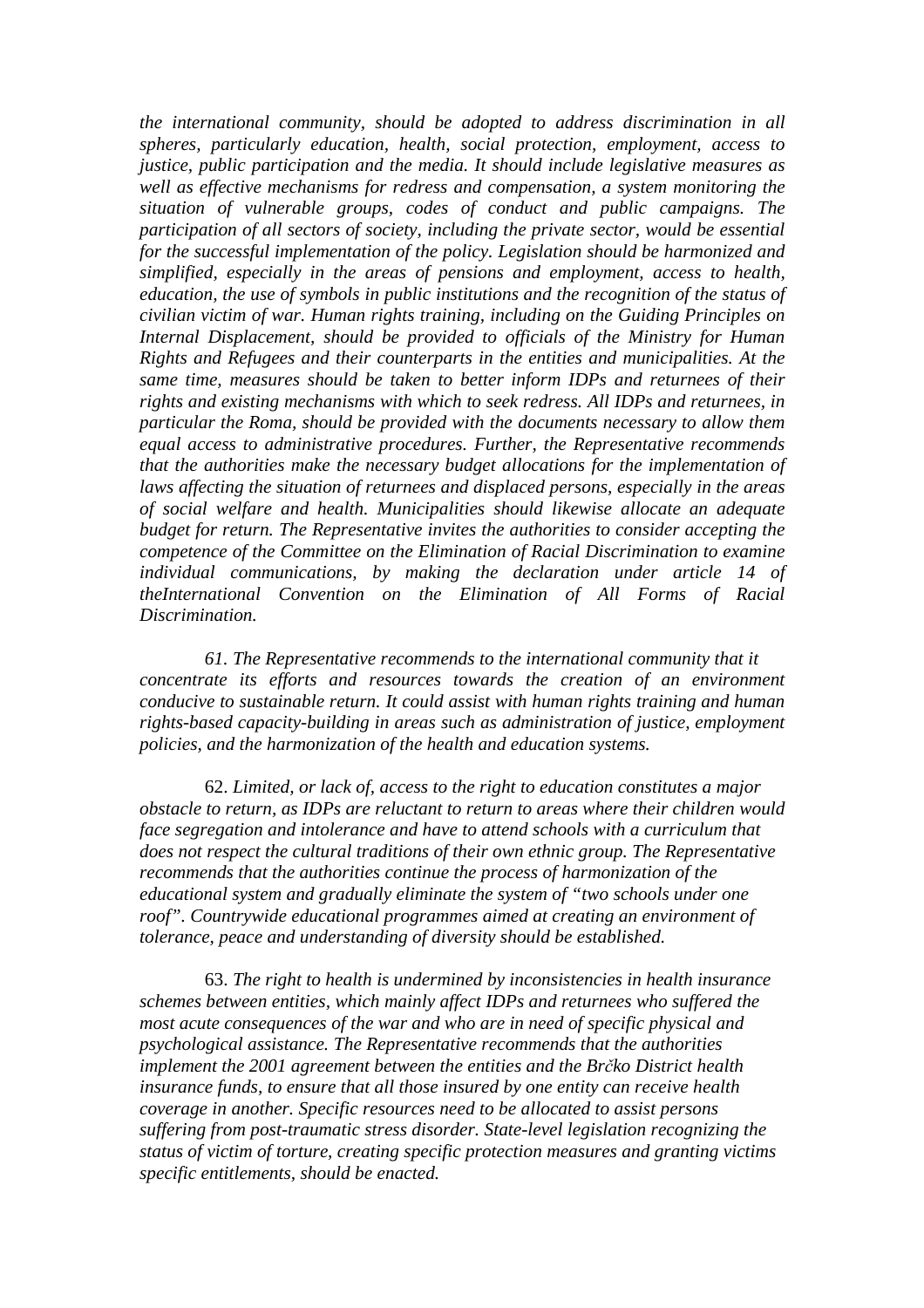*the international community, should be adopted to address discrimination in all spheres, particularly education, health, social protection, employment, access to justice, public participation and the media. It should include legislative measures as well as effective mechanisms for redress and compensation, a system monitoring the situation of vulnerable groups, codes of conduct and public campaigns. The participation of all sectors of society, including the private sector, would be essential for the successful implementation of the policy. Legislation should be harmonized and simplified, especially in the areas of pensions and employment, access to health, education, the use of symbols in public institutions and the recognition of the status of civilian victim of war. Human rights training, including on the Guiding Principles on Internal Displacement, should be provided to officials of the Ministry for Human Rights and Refugees and their counterparts in the entities and municipalities. At the same time, measures should be taken to better inform IDPs and returnees of their rights and existing mechanisms with which to seek redress. All IDPs and returnees, in particular the Roma, should be provided with the documents necessary to allow them equal access to administrative procedures. Further, the Representative recommends that the authorities make the necessary budget allocations for the implementation of laws affecting the situation of returnees and displaced persons, especially in the areas of social welfare and health. Municipalities should likewise allocate an adequate budget for return. The Representative invites the authorities to consider accepting the competence of the Committee on the Elimination of Racial Discrimination to examine individual communications, by making the declaration under article 14 of theInternational Convention on the Elimination of All Forms of Racial Discrimination.*

*61. The Representative recommends to the international community that it concentrate its efforts and resources towards the creation of an environment conducive to sustainable return. It could assist with human rights training and human rights-based capacity-building in areas such as administration of justice, employment policies, and the harmonization of the health and education systems.*

62. *Limited, or lack of, access to the right to education constitutes a major obstacle to return, as IDPs are reluctant to return to areas where their children would face segregation and intolerance and have to attend schools with a curriculum that does not respect the cultural traditions of their own ethnic group. The Representative recommends that the authorities continue the process of harmonization of the educational system and gradually eliminate the system of "two schools under one roof". Countrywide educational programmes aimed at creating an environment of tolerance, peace and understanding of diversity should be established.*

63. *The right to health is undermined by inconsistencies in health insurance schemes between entities, which mainly affect IDPs and returnees who suffered the most acute consequences of the war and who are in need of specific physical and psychological assistance. The Representative recommends that the authorities implement the 2001 agreement between the entities and the Brčko District health insurance funds, to ensure that all those insured by one entity can receive health coverage in another. Specific resources need to be allocated to assist persons suffering from post-traumatic stress disorder. State-level legislation recognizing the status of victim of torture, creating specific protection measures and granting victims specific entitlements, should be enacted.*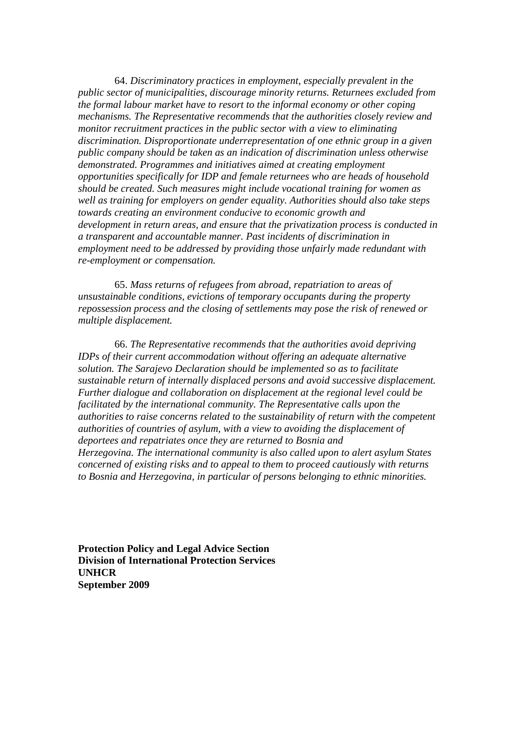64. *Discriminatory practices in employment, especially prevalent in the public sector of municipalities, discourage minority returns. Returnees excluded from the formal labour market have to resort to the informal economy or other coping mechanisms. The Representative recommends that the authorities closely review and monitor recruitment practices in the public sector with a view to eliminating discrimination. Disproportionate underrepresentation of one ethnic group in a given public company should be taken as an indication of discrimination unless otherwise demonstrated. Programmes and initiatives aimed at creating employment opportunities specifically for IDP and female returnees who are heads of household should be created. Such measures might include vocational training for women as well as training for employers on gender equality. Authorities should also take steps towards creating an environment conducive to economic growth and development in return areas, and ensure that the privatization process is conducted in a transparent and accountable manner. Past incidents of discrimination in employment need to be addressed by providing those unfairly made redundant with re-employment or compensation.*

65. *Mass returns of refugees from abroad, repatriation to areas of unsustainable conditions, evictions of temporary occupants during the property repossession process and the closing of settlements may pose the risk of renewed or multiple displacement.*

66. *The Representative recommends that the authorities avoid depriving IDPs of their current accommodation without offering an adequate alternative solution. The Sarajevo Declaration should be implemented so as to facilitate sustainable return of internally displaced persons and avoid successive displacement. Further dialogue and collaboration on displacement at the regional level could be facilitated by the international community. The Representative calls upon the authorities to raise concerns related to the sustainability of return with the competent authorities of countries of asylum, with a view to avoiding the displacement of deportees and repatriates once they are returned to Bosnia and Herzegovina. The international community is also called upon to alert asylum States concerned of existing risks and to appeal to them to proceed cautiously with returns to Bosnia and Herzegovina, in particular of persons belonging to ethnic minorities.*

**Protection Policy and Legal Advice Section**
**Division of International Protection Services**
**UNHCR**
**September 2009**